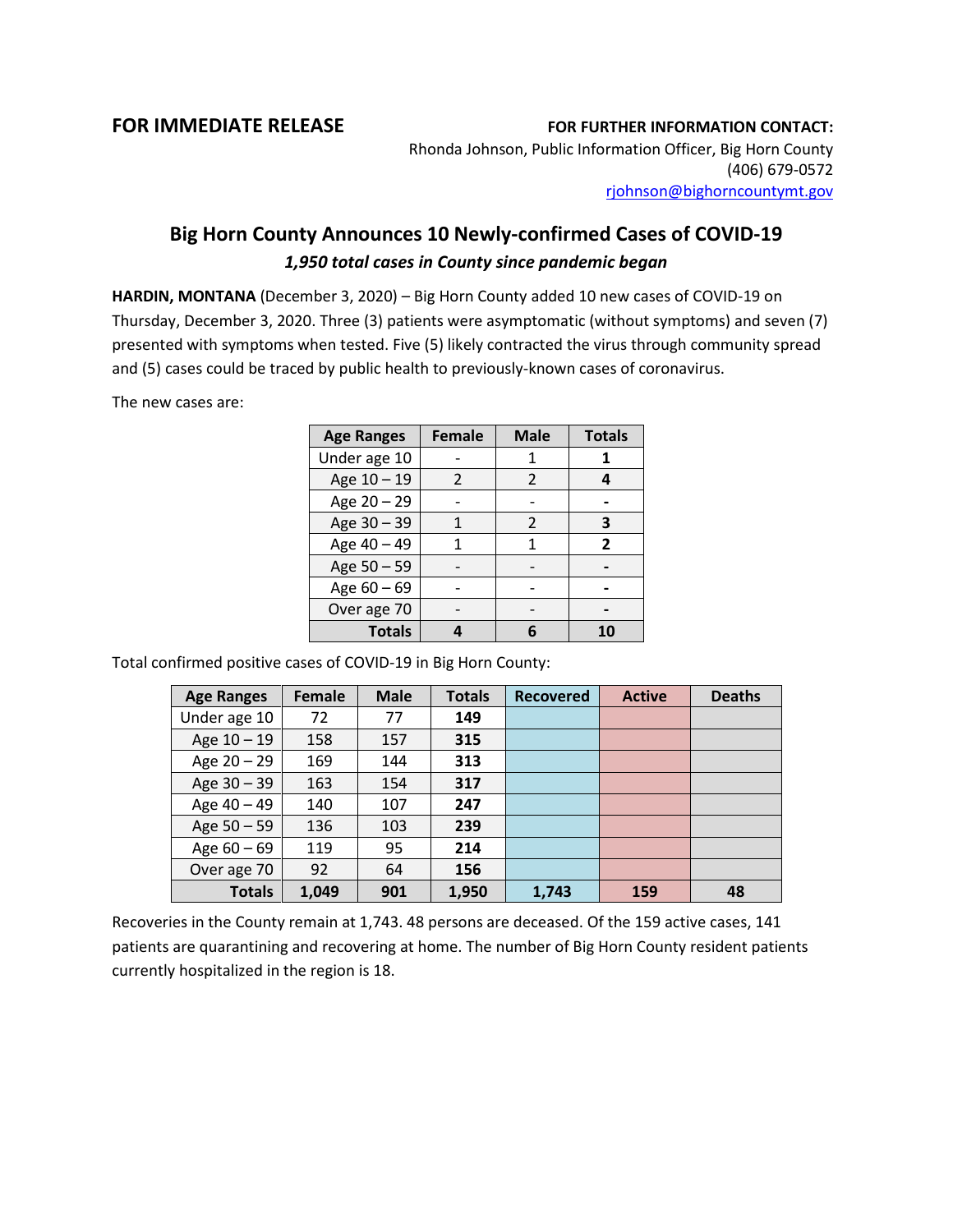**FOR IMMEDIATE RELEASE**

**FOR FURTHER INFORMATION CONTACT:**
Rhonda Johnson, Public Information Officer, Big Horn County
(406) 679-0572
rjohnson@bighorncountymt.gov

## Big Horn County Announces 10 Newly-confirmed Cases of COVID-19

***1,950 total cases in County since pandemic began***

**HARDIN, MONTANA** (December 3, 2020) – Big Horn County added 10 new cases of COVID-19 on Thursday, December 3, 2020. Three (3) patients were asymptomatic (without symptoms) and seven (7) presented with symptoms when tested. Five (5) likely contracted the virus through community spread and (5) cases could be traced by public health to previously-known cases of coronavirus.

The new cases are:

| Age Ranges | Female | Male | Totals |
|---|---|---|---|
| Under age 10 | - | 1 | **1** |
| Age 10 – 19 | 2 | 2 | **4** |
| Age 20 – 29 | - | - | **-** |
| Age 30 – 39 | 1 | 2 | **3** |
| Age 40 – 49 | 1 | 1 | **2** |
| Age 50 – 59 | - | - | **-** |
| Age 60 – 69 | - | - | **-** |
| Over age 70 | - | - | **-** |
| **Totals** | **4** | **6** | **10** |

Total confirmed positive cases of COVID-19 in Big Horn County:

| Age Ranges | Female | Male | Totals | Recovered | Active | Deaths |
|---|---|---|---|---|---|---|
| Under age 10 | 72 | 77 | **149** | | | |
| Age 10 – 19 | 158 | 157 | **315** | | | |
| Age 20 – 29 | 169 | 144 | **313** | | | |
| Age 30 – 39 | 163 | 154 | **317** | | | |
| Age 40 – 49 | 140 | 107 | **247** | | | |
| Age 50 – 59 | 136 | 103 | **239** | | | |
| Age 60 – 69 | 119 | 95 | **214** | | | |
| Over age 70 | 92 | 64 | **156** | | | |
| **Totals** | **1,049** | **901** | **1,950** | **1,743** | **159** | **48** |

Recoveries in the County remain at 1,743. 48 persons are deceased. Of the 159 active cases, 141 patients are quarantining and recovering at home. The number of Big Horn County resident patients currently hospitalized in the region is 18.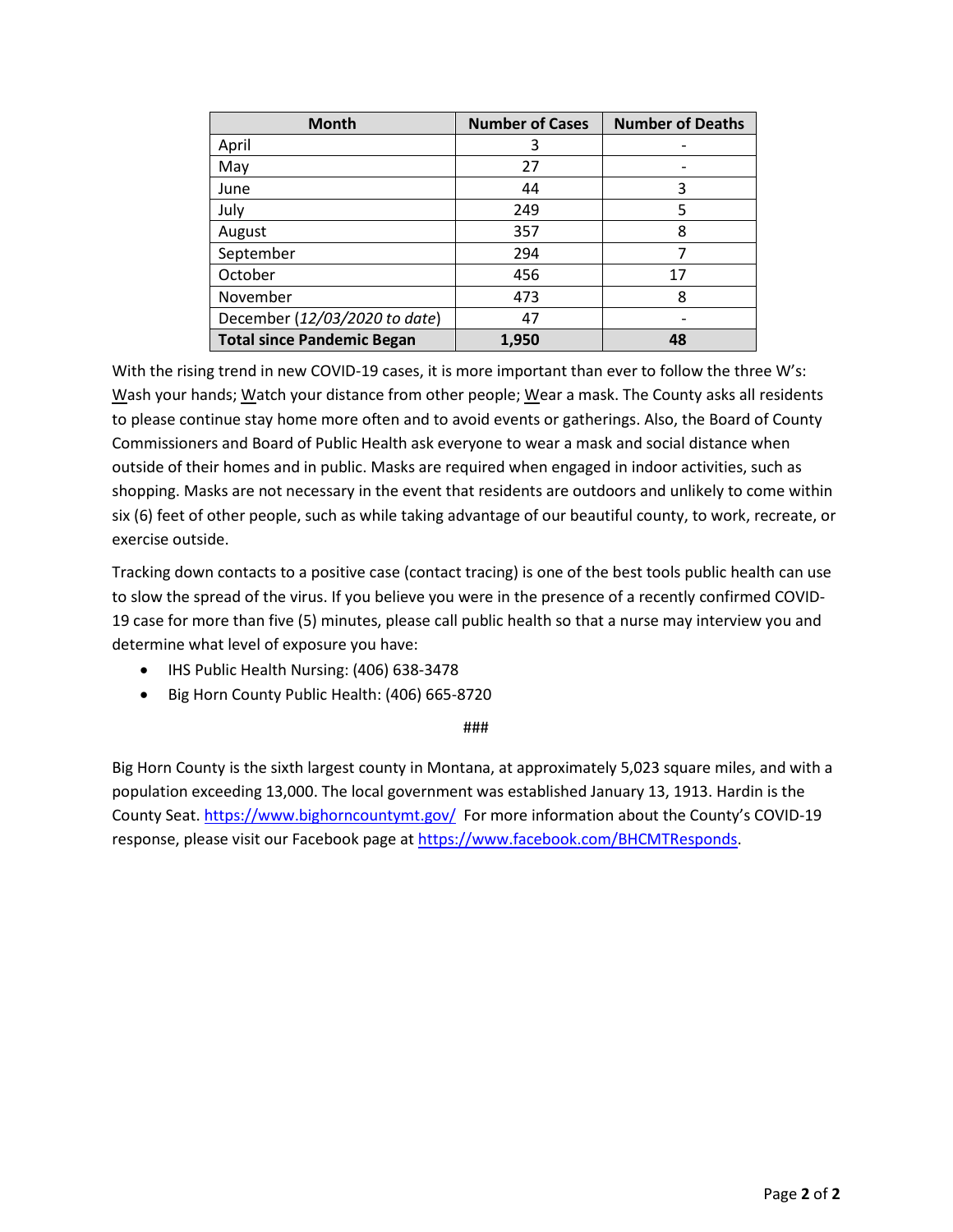| Month | Number of Cases | Number of Deaths |
|---|---|---|
| April | 3 | - |
| May | 27 | - |
| June | 44 | 3 |
| July | 249 | 5 |
| August | 357 | 8 |
| September | 294 | 7 |
| October | 456 | 17 |
| November | 473 | 8 |
| December (*12/03/2020 to date*) | 47 | - |
| **Total since Pandemic Began** | **1,950** | **48** |

With the rising trend in new COVID-19 cases, it is more important than ever to follow the three W's: Wash your hands; Watch your distance from other people; Wear a mask. The County asks all residents to please continue stay home more often and to avoid events or gatherings. Also, the Board of County Commissioners and Board of Public Health ask everyone to wear a mask and social distance when outside of their homes and in public. Masks are required when engaged in indoor activities, such as shopping. Masks are not necessary in the event that residents are outdoors and unlikely to come within six (6) feet of other people, such as while taking advantage of our beautiful county, to work, recreate, or exercise outside.

Tracking down contacts to a positive case (contact tracing) is one of the best tools public health can use to slow the spread of the virus. If you believe you were in the presence of a recently confirmed COVID-19 case for more than five (5) minutes, please call public health so that a nurse may interview you and determine what level of exposure you have:

- IHS Public Health Nursing: (406) 638-3478
- Big Horn County Public Health: (406) 665-8720

###

Big Horn County is the sixth largest county in Montana, at approximately 5,023 square miles, and with a population exceeding 13,000. The local government was established January 13, 1913. Hardin is the County Seat. https://www.bighorncountymt.gov/ For more information about the County's COVID-19 response, please visit our Facebook page at https://www.facebook.com/BHCMTResponds.